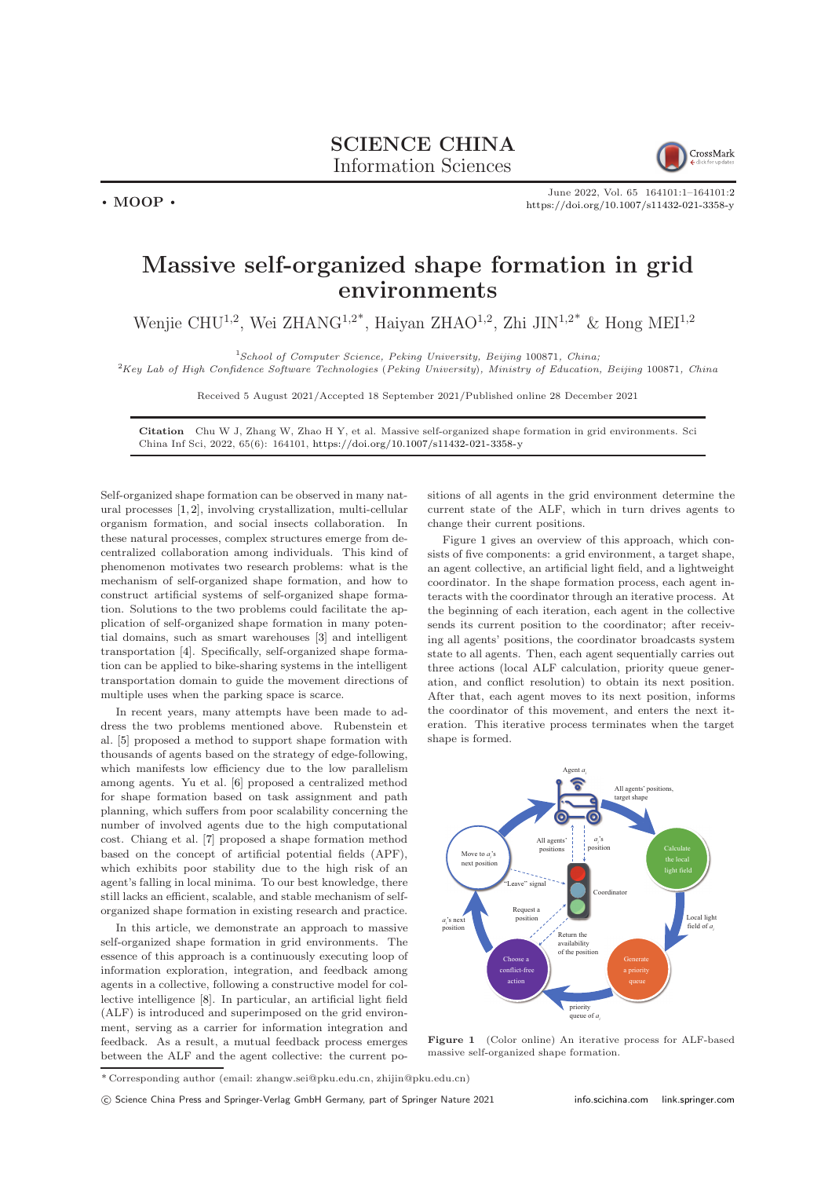**SCIENCE CHINA**
Information Sciences

• MOOP •

# Massive self-organized shape formation in grid environments

Wenjie CHU[1,2], Wei ZHANG[1,2*], Haiyan ZHAO[1,2], Zhi JIN[1,2*] & Hong MEI[1,2]

[1] *School of Computer Science, Peking University, Beijing* 100871*, China;*
[2] *Key Lab of High Confidence Software Technologies* (*Peking University*)*, Ministry of Education, Beijing* 100871*, China*

Received 5 August 2021/Accepted 18 September 2021/Published online 28 December 2021

**Citation** Chu W J, Zhang W, Zhao H Y, et al. Massive self-organized shape formation in grid environments. Sci China Inf Sci, 2022, 65(6): 164101, https://doi.org/10.1007/s11432-021-3358-y

Self-organized shape formation can be observed in many natural processes [1, 2], involving crystallization, multi-cellular organism formation, and social insects collaboration. In these natural processes, complex structures emerge from decentralized collaboration among individuals. This kind of phenomenon motivates two research problems: what is the mechanism of self-organized shape formation, and how to construct artificial systems of self-organized shape formation. Solutions to the two problems could facilitate the application of self-organized shape formation in many potential domains, such as smart warehouses [3] and intelligent transportation [4]. Specifically, self-organized shape formation can be applied to bike-sharing systems in the intelligent transportation domain to guide the movement directions of multiple uses when the parking space is scarce.

In recent years, many attempts have been made to address the two problems mentioned above. Rubenstein et al. [5] proposed a method to support shape formation with thousands of agents based on the strategy of edge-following, which manifests low efficiency due to the low parallelism among agents. Yu et al. [6] proposed a centralized method for shape formation based on task assignment and path planning, which suffers from poor scalability concerning the number of involved agents due to the high computational cost. Chiang et al. [7] proposed a shape formation method based on the concept of artificial potential fields (APF), which exhibits poor stability due to the high risk of an agent's falling in local minima. To our best knowledge, there still lacks an efficient, scalable, and stable mechanism of self-organized shape formation in existing research and practice.

In this article, we demonstrate an approach to massive self-organized shape formation in grid environments. The essence of this approach is a continuously executing loop of information exploration, integration, and feedback among agents in a collective, following a constructive model for collective intelligence [8]. In particular, an artificial light field (ALF) is introduced and superimposed on the grid environment, serving as a carrier for information integration and feedback. As a result, a mutual feedback process emerges between the ALF and the agent collective: the current positions of all agents in the grid environment determine the current state of the ALF, which in turn drives agents to change their current positions.

Figure 1 gives an overview of this approach, which consists of five components: a grid environment, a target shape, an agent collective, an artificial light field, and a lightweight coordinator. In the shape formation process, each agent interacts with the coordinator through an iterative process. At the beginning of each iteration, each agent in the collective sends its current position to the coordinator; after receiving all agents' positions, the coordinator broadcasts system state to all agents. Then, each agent sequentially carries out three actions (local ALF calculation, priority queue generation, and conflict resolution) to obtain its next position. After that, each agent moves to its next position, informs the coordinator of this movement, and enters the next iteration. This iterative process terminates when the target shape is formed.

**Figure 1** (Color online) An iterative process for ALF-based massive self-organized shape formation.

\* Corresponding author (email: zhangw.sei@pku.edu.cn, zhijin@pku.edu.cn)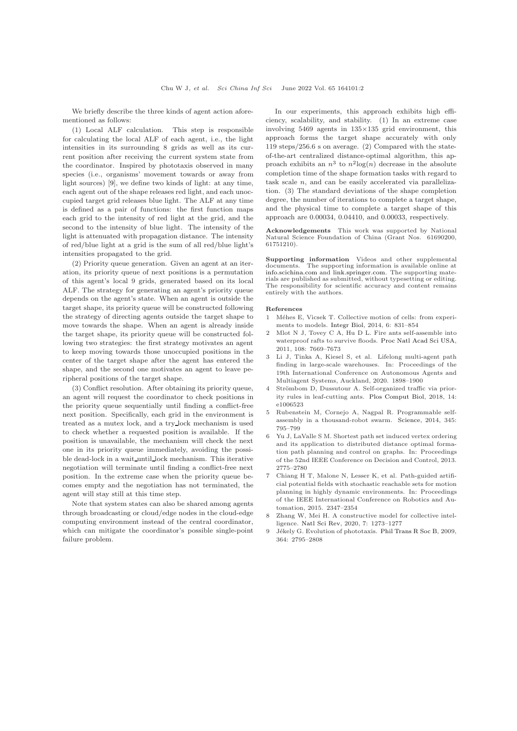We briefly describe the three kinds of agent action aforementioned as follows:

(1) Local ALF calculation. This step is responsible for calculating the local ALF of each agent, i.e., the light intensities in its surrounding 8 grids as well as its current position after receiving the current system state from the coordinator. Inspired by phototaxis observed in many species (i.e., organisms' movement towards or away from light sources) [9], we define two kinds of light: at any time, each agent out of the shape releases red light, and each unoccupied target grid releases blue light. The ALF at any time is defined as a pair of functions: the first function maps each grid to the intensity of red light at the grid, and the second to the intensity of blue light. The intensity of the light is attenuated with propagation distance. The intensity of red/blue light at a grid is the sum of all red/blue light's intensities propagated to the grid.

(2) Priority queue generation. Given an agent at an iteration, its priority queue of next positions is a permutation of this agent's local 9 grids, generated based on its local ALF. The strategy for generating an agent's priority queue depends on the agent's state. When an agent is outside the target shape, its priority queue will be constructed following the strategy of directing agents outside the target shape to move towards the shape. When an agent is already inside the target shape, its priority queue will be constructed following two strategies: the first strategy motivates an agent to keep moving towards those unoccupied positions in the center of the target shape after the agent has entered the shape, and the second one motivates an agent to leave peripheral positions of the target shape.

(3) Conflict resolution. After obtaining its priority queue, an agent will request the coordinator to check positions in the priority queue sequentially until finding a conflict-free next position. Specifically, each grid in the environment is treated as a mutex lock, and a try_lock mechanism is used to check whether a requested position is available. If the position is unavailable, the mechanism will check the next one in its priority queue immediately, avoiding the possible dead-lock in a wait_until_lock mechanism. This iterative negotiation will terminate until finding a conflict-free next position. In the extreme case when the priority queue becomes empty and the negotiation has not terminated, the agent will stay still at this time step.

Note that system states can also be shared among agents through broadcasting or cloud/edge nodes in the cloud-edge computing environment instead of the central coordinator, which can mitigate the coordinator's possible single-point failure problem.

In our experiments, this approach exhibits high efficiency, scalability, and stability. (1) In an extreme case involving 5469 agents in $135\times135$ grid environment, this approach forms the target shape accurately with only 119 steps/256.6 s on average. (2) Compared with the state-of-the-art centralized distance-optimal algorithm, this approach exhibits an $n^3$ to $n^2\log(n)$ decrease in the absolute completion time of the shape formation tasks with regard to task scale $n$, and can be easily accelerated via parallelization. (3) The standard deviations of the shape completion degree, the number of iterations to complete a target shape, and the physical time to complete a target shape of this approach are 0.00034, 0.04410, and 0.00033, respectively.

**Acknowledgements** This work was supported by National Natural Science Foundation of China (Grant Nos. 61690200, 61751210).

**Supporting information** Videos and other supplemental documents. The supporting information is available online at info.scichina.com and link.springer.com. The supporting materials are published as submitted, without typesetting or editing. The responsibility for scientific accuracy and content remains entirely with the authors.

**References**

1. Méhes E, Vicsek T. Collective motion of cells: from experiments to models. Integr Biol, 2014, 6: 831–854
2. Mlot N J, Tovey C A, Hu D L. Fire ants self-assemble into waterproof rafts to survive floods. Proc Natl Acad Sci USA, 2011, 108: 7669–7673
3. Li J, Tinka A, Kiesel S, et al. Lifelong multi-agent path finding in large-scale warehouses. In: Proceedings of the 19th International Conference on Autonomous Agents and Multiagent Systems, Auckland, 2020. 1898–1900
4. Strömbom D, Dussutour A. Self-organized traffic via priority rules in leaf-cutting ants. Plos Comput Biol, 2018, 14: e1006523
5. Rubenstein M, Cornejo A, Nagpal R. Programmable self-assembly in a thousand-robot swarm. Science, 2014, 345: 795–799
6. Yu J, LaValle S M. Shortest path set induced vertex ordering and its application to distributed distance optimal formation path planning and control on graphs. In: Proceedings of the 52nd IEEE Conference on Decision and Control, 2013. 2775–2780
7. Chiang H T, Malone N, Lesser K, et al. Path-guided artificial potential fields with stochastic reachable sets for motion planning in highly dynamic environments. In: Proceedings of the IEEE International Conference on Robotics and Automation, 2015. 2347–2354
8. Zhang W, Mei H. A constructive model for collective intelligence. Natl Sci Rev, 2020, 7: 1273–1277
9. Jékely G. Evolution of phototaxis. Phil Trans R Soc B, 2009, 364: 2795–2808